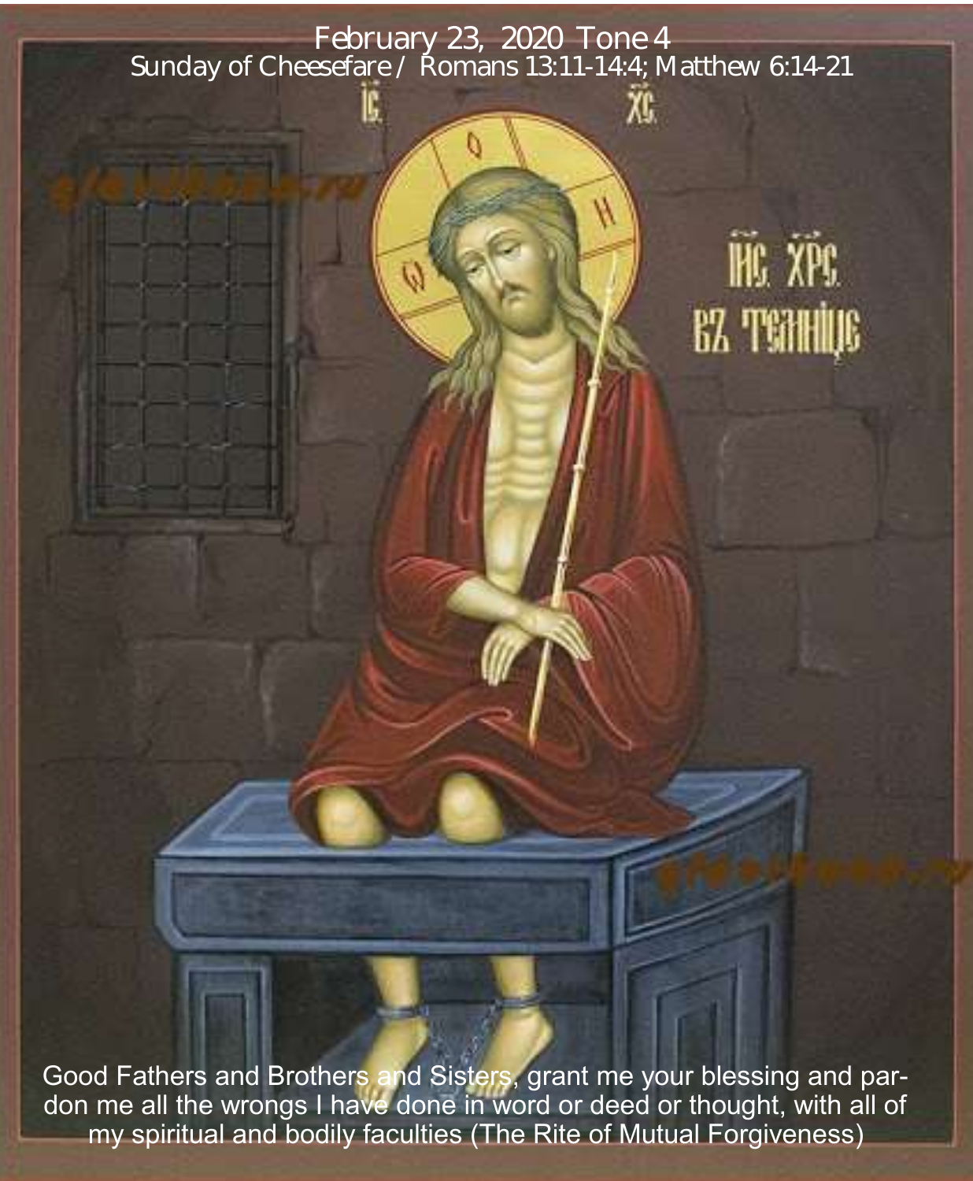February 23, 2020 Tone 4

Sunday of Cheesefare / Romans 13:11-14:4; Matthew 6:14-21

Good Fathers and Brothers and Sisters, grant me your blessing and pardon me all the wrongs I have done in word or deed or thought, with all of my spiritual and bodily faculties (The Rite of Mutual Forgiveness)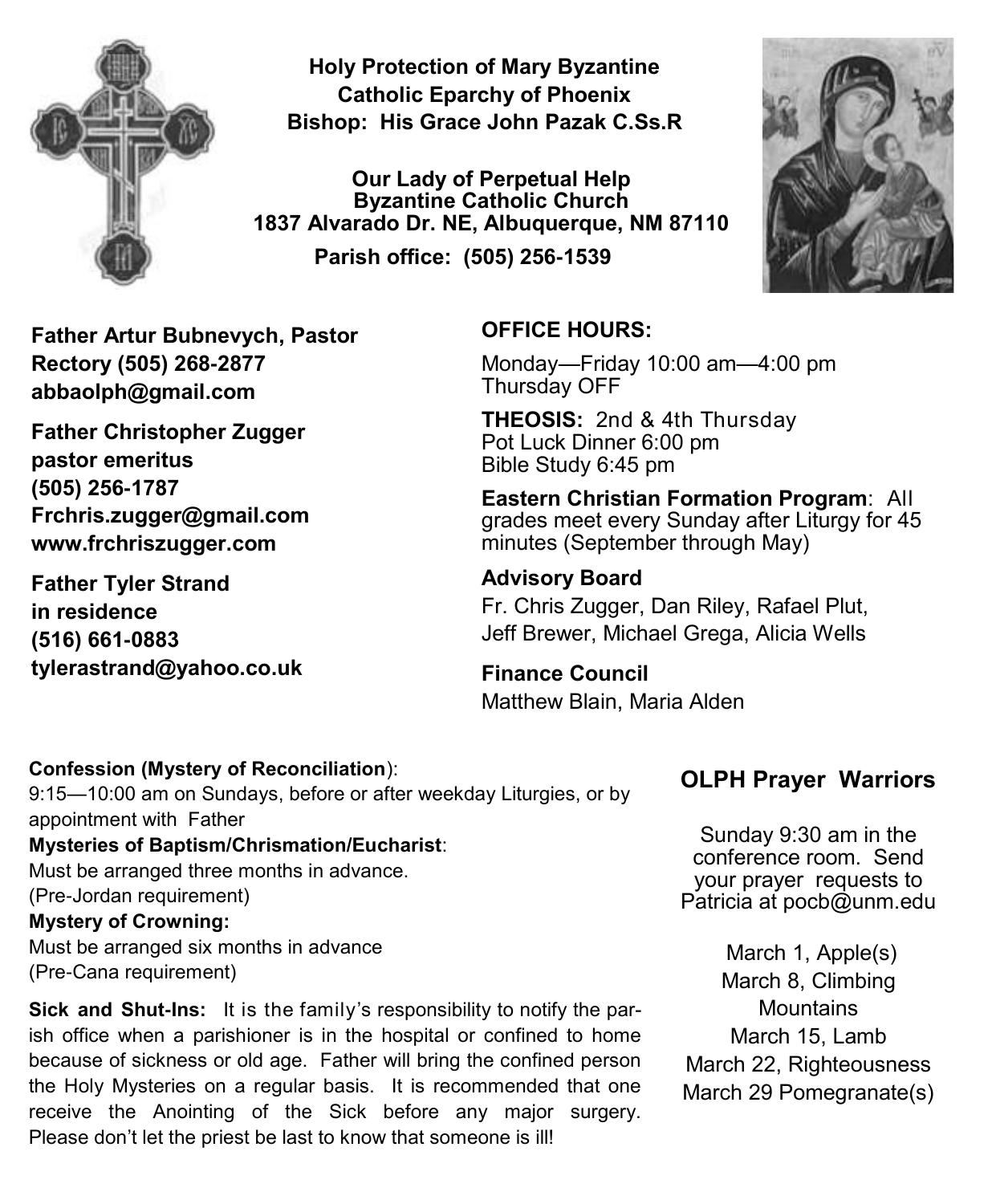**Holy Protection of Mary Byzantine Catholic Eparchy of Phoenix**
**Bishop: His Grace John Pazak C.Ss.R**

**Our Lady of Perpetual Help Byzantine Catholic Church**
**1837 Alvarado Dr. NE, Albuquerque, NM 87110**
**Parish office: (505) 256-1539**

**Father Artur Bubnevych, Pastor**
**Rectory (505) 268-2877**
**abbaolph@gmail.com**

**Father Christopher Zugger**
**pastor emeritus**
**(505) 256-1787**
**Frchris.zugger@gmail.com**
**www.frchriszugger.com**

**Father Tyler Strand**
**in residence**
**(516) 661-0883**
**tylerastrand@yahoo.co.uk**

**OFFICE HOURS:**

Monday—Friday 10:00 am—4:00 pm
Thursday OFF

**THEOSIS:** 2nd & 4th Thursday
Pot Luck Dinner 6:00 pm
Bible Study 6:45 pm

**Eastern Christian Formation Program**: All grades meet every Sunday after Liturgy for 45 minutes (September through May)

**Advisory Board**

Fr. Chris Zugger, Dan Riley, Rafael Plut, Jeff Brewer, Michael Grega, Alicia Wells

**Finance Council**

Matthew Blain, Maria Alden

**Confession (Mystery of Reconciliation**):
9:15—10:00 am on Sundays, before or after weekday Liturgies, or by appointment with Father

**Mysteries of Baptism/Chrismation/Eucharist**:
Must be arranged three months in advance.
(Pre-Jordan requirement)

**Mystery of Crowning:**
Must be arranged six months in advance
(Pre-Cana requirement)

**Sick and Shut-Ins:** It is the family's responsibility to notify the parish office when a parishioner is in the hospital or confined to home because of sickness or old age. Father will bring the confined person the Holy Mysteries on a regular basis. It is recommended that one receive the Anointing of the Sick before any major surgery. Please don't let the priest be last to know that someone is ill!

## OLPH Prayer Warriors

Sunday 9:30 am in the conference room. Send your prayer requests to Patricia at pocb@unm.edu

March 1, Apple(s)
March 8, Climbing Mountains
March 15, Lamb
March 22, Righteousness
March 29 Pomegranate(s)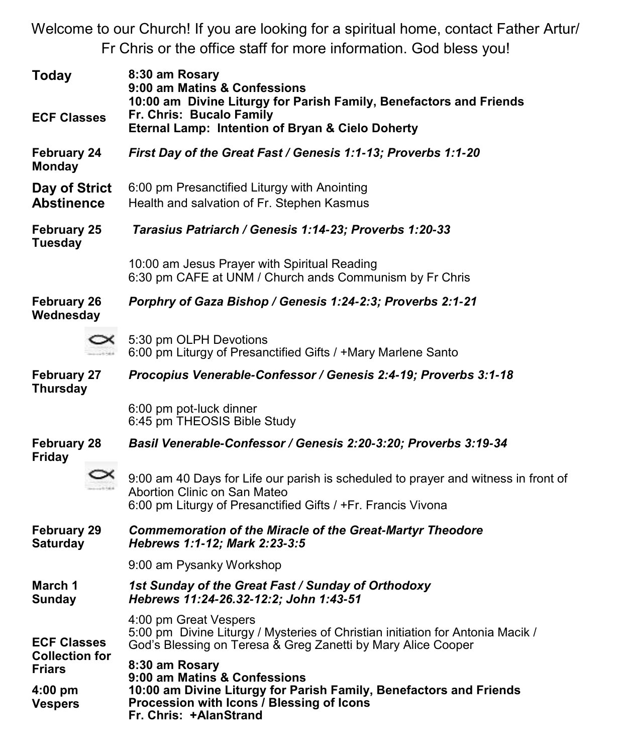Welcome to our Church! If you are looking for a spiritual home, contact Father Artur/ Fr Chris or the office staff for more information. God bless you!

| | |
|---|---|
| **Today**<br><br>**ECF Classes** | **8:30 am Rosary**<br>**9:00 am Matins & Confessions**<br>**10:00 am Divine Liturgy for Parish Family, Benefactors and Friends**<br>**Fr. Chris: Bucalo Family**<br>**Eternal Lamp: Intention of Bryan & Cielo Doherty** |
| **February 24 Monday** | ***First Day of the Great Fast / Genesis 1:1-13; Proverbs 1:1-20*** |
| **Day of Strict Abstinence** | 6:00 pm Presanctified Liturgy with Anointing<br>Health and salvation of Fr. Stephen Kasmus |
| **February 25 Tuesday** | ***Tarasius Patriarch / Genesis 1:14-23; Proverbs 1:20-33*** |
| | 10:00 am Jesus Prayer with Spiritual Reading<br>6:30 pm CAFE at UNM / Church ands Communism by Fr Chris |
| **February 26 Wednesday** | ***Porphry of Gaza Bishop / Genesis 1:24-2:3; Proverbs 2:1-21*** |
| | 5:30 pm OLPH Devotions<br>6:00 pm Liturgy of Presanctified Gifts / +Mary Marlene Santo |
| **February 27 Thursday** | ***Procopius Venerable-Confessor / Genesis 2:4-19; Proverbs 3:1-18*** |
| | 6:00 pm pot-luck dinner<br>6:45 pm THEOSIS Bible Study |
| **February 28 Friday** | ***Basil Venerable-Confessor / Genesis 2:20-3:20; Proverbs 3:19-34*** |
| | 9:00 am 40 Days for Life our parish is scheduled to prayer and witness in front of Abortion Clinic on San Mateo<br>6:00 pm Liturgy of Presanctified Gifts / +Fr. Francis Vivona |
| **February 29 Saturday** | ***Commemoration of the Miracle of the Great-Martyr Theodore***<br>***Hebrews 1:1-12; Mark 2:23-3:5*** |
| | 9:00 am Pysanky Workshop |
| **March 1 Sunday** | ***1st Sunday of the Great Fast / Sunday of Orthodoxy***<br>***Hebrews 11:24-26.32-12:2; John 1:43-51*** |
| **ECF Classes**<br>**Collection for Friars**<br><br>**4:00 pm Vespers** | 4:00 pm Great Vespers<br>5:00 pm Divine Liturgy / Mysteries of Christian initiation for Antonia Macik / God's Blessing on Teresa & Greg Zanetti by Mary Alice Cooper<br>**8:30 am Rosary**<br>**9:00 am Matins & Confessions**<br>**10:00 am Divine Liturgy for Parish Family, Benefactors and Friends**<br>**Procession with Icons / Blessing of Icons**<br>**Fr. Chris: +AlanStrand** |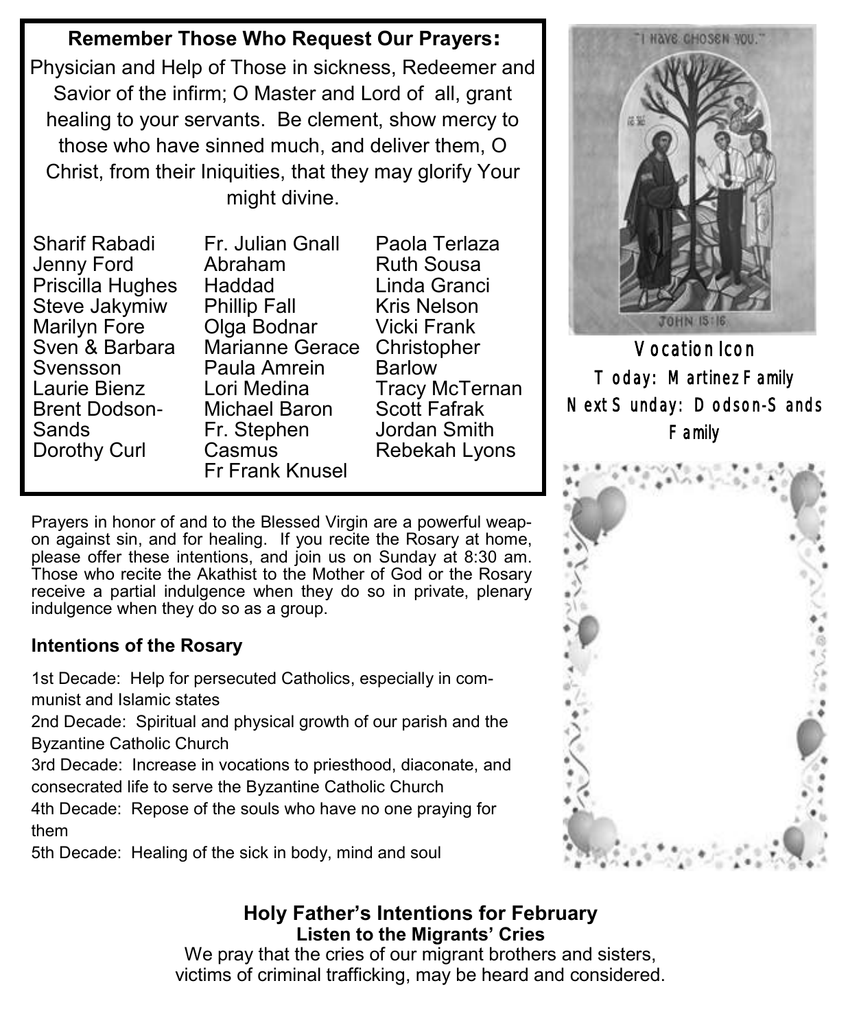**Remember Those Who Request Our Prayers:**

Physician and Help of Those in sickness, Redeemer and Savior of the infirm; O Master and Lord of all, grant healing to your servants. Be clement, show mercy to those who have sinned much, and deliver them, O Christ, from their Iniquities, that they may glorify Your might divine.

Sharif Rabadi
Jenny Ford
Priscilla Hughes
Steve Jakymiw
Marilyn Fore
Sven & Barbara Svensson
Laurie Bienz
Brent Dodson-Sands
Dorothy Curl
Fr. Julian Gnall
Abraham Haddad
Phillip Fall
Olga Bodnar
Marianne Gerace
Paula Amrein
Lori Medina
Michael Baron
Fr. Stephen Casmus
Fr Frank Knusel
Paola Terlaza
Ruth Sousa
Linda Granci
Kris Nelson
Vicki Frank
Christopher Barlow
Tracy McTernan
Scott Fafrak
Jordan Smith
Rebekah Lyons

"I HAVE CHOSEN YOU."

JOHN 15:16

**Vocation Icon**
Today: Martinez Family
Next Sunday: Dodson-Sands Family

Prayers in honor of and to the Blessed Virgin are a powerful weapon against sin, and for healing. If you recite the Rosary at home, please offer these intentions, and join us on Sunday at 8:30 am. Those who recite the Akathist to the Mother of God or the Rosary receive a partial indulgence when they do so in private, plenary indulgence when they do so as a group.

### Intentions of the Rosary

1st Decade: Help for persecuted Catholics, especially in communist and Islamic states
2nd Decade: Spiritual and physical growth of our parish and the Byzantine Catholic Church
3rd Decade: Increase in vocations to priesthood, diaconate, and consecrated life to serve the Byzantine Catholic Church
4th Decade: Repose of the souls who have no one praying for them
5th Decade: Healing of the sick in body, mind and soul

### Holy Father's Intentions for February
**Listen to the Migrants' Cries**

We pray that the cries of our migrant brothers and sisters, victims of criminal trafficking, may be heard and considered.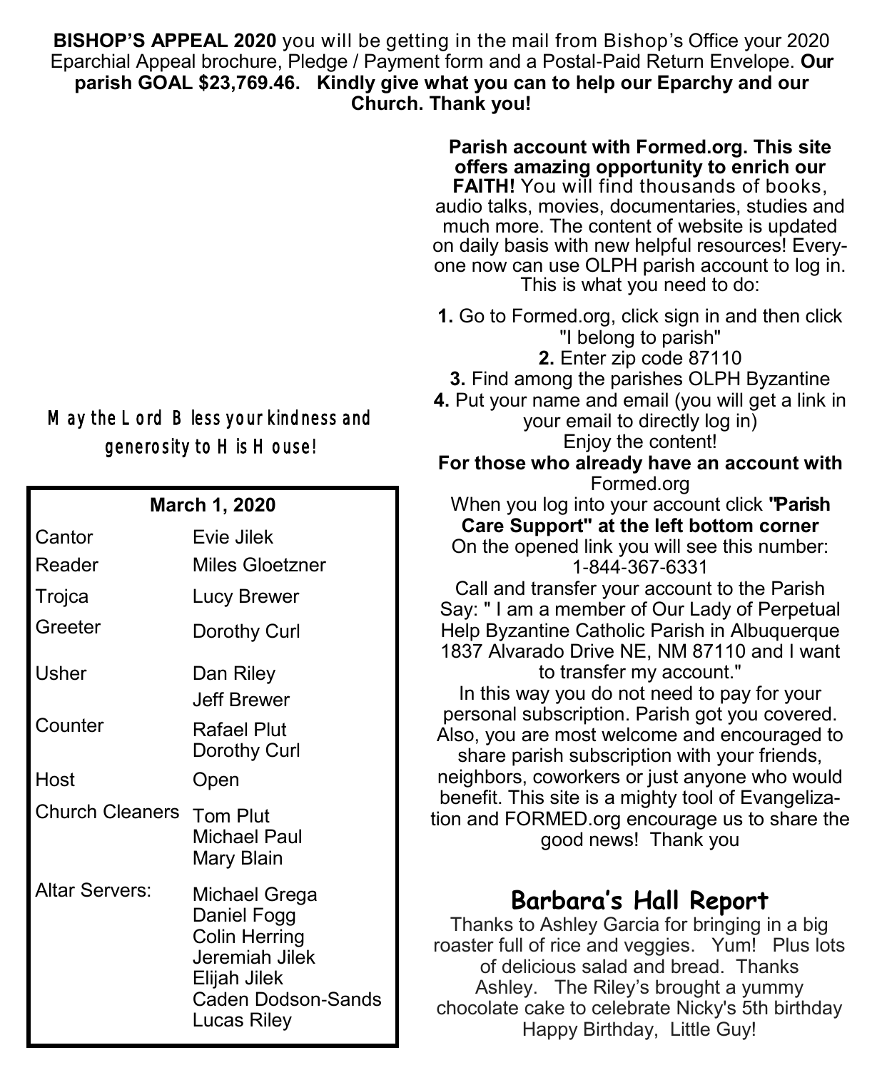**BISHOP'S APPEAL 2020** you will be getting in the mail from Bishop's Office your 2020 Eparchial Appeal brochure, Pledge / Payment form and a Postal-Paid Return Envelope. **Our parish GOAL $23,769.46. Kindly give what you can to help our Eparchy and our Church. Thank you!**

*May the Lord Bless your kindness and generosity to His House!*

| March 1, 2020 | |
|---|---|
| Cantor | Evie Jilek |
| Reader | Miles Gloetzner |
| Trojca | Lucy Brewer |
| Greeter | Dorothy Curl |
| Usher | Dan Riley<br>Jeff Brewer |
| Counter | Rafael Plut<br>Dorothy Curl |
| Host | Open |
| Church Cleaners | Tom Plut<br>Michael Paul<br>Mary Blain |
| Altar Servers: | Michael Grega<br>Daniel Fogg<br>Colin Herring<br>Jeremiah Jilek<br>Elijah Jilek<br>Caden Dodson-Sands<br>Lucas Riley |

**Parish account with Formed.org. This site offers amazing opportunity to enrich our FAITH!** You will find thousands of books, audio talks, movies, documentaries, studies and much more. The content of website is updated on daily basis with new helpful resources! Everyone now can use OLPH parish account to log in. This is what you need to do:

**1.** Go to Formed.org, click sign in and then click "I belong to parish"
**2.** Enter zip code 87110
**3.** Find among the parishes OLPH Byzantine
**4.** Put your name and email (you will get a link in your email to directly log in)
Enjoy the content!

**For those who already have an account with** Formed.org
When you log into your account click **"Parish Care Support" at the left bottom corner**
On the opened link you will see this number: 1-844-367-6331
Call and transfer your account to the Parish
Say: " I am a member of Our Lady of Perpetual Help Byzantine Catholic Parish in Albuquerque 1837 Alvarado Drive NE, NM 87110 and I want to transfer my account."
In this way you do not need to pay for your personal subscription. Parish got you covered. Also, you are most welcome and encouraged to share parish subscription with your friends, neighbors, coworkers or just anyone who would benefit. This site is a mighty tool of Evangelization and FORMED.org encourage us to share the good news! Thank you

## Barbara's Hall Report

Thanks to Ashley Garcia for bringing in a big roaster full of rice and veggies. Yum! Plus lots of delicious salad and bread. Thanks Ashley. The Riley's brought a yummy chocolate cake to celebrate Nicky's 5th birthday Happy Birthday, Little Guy!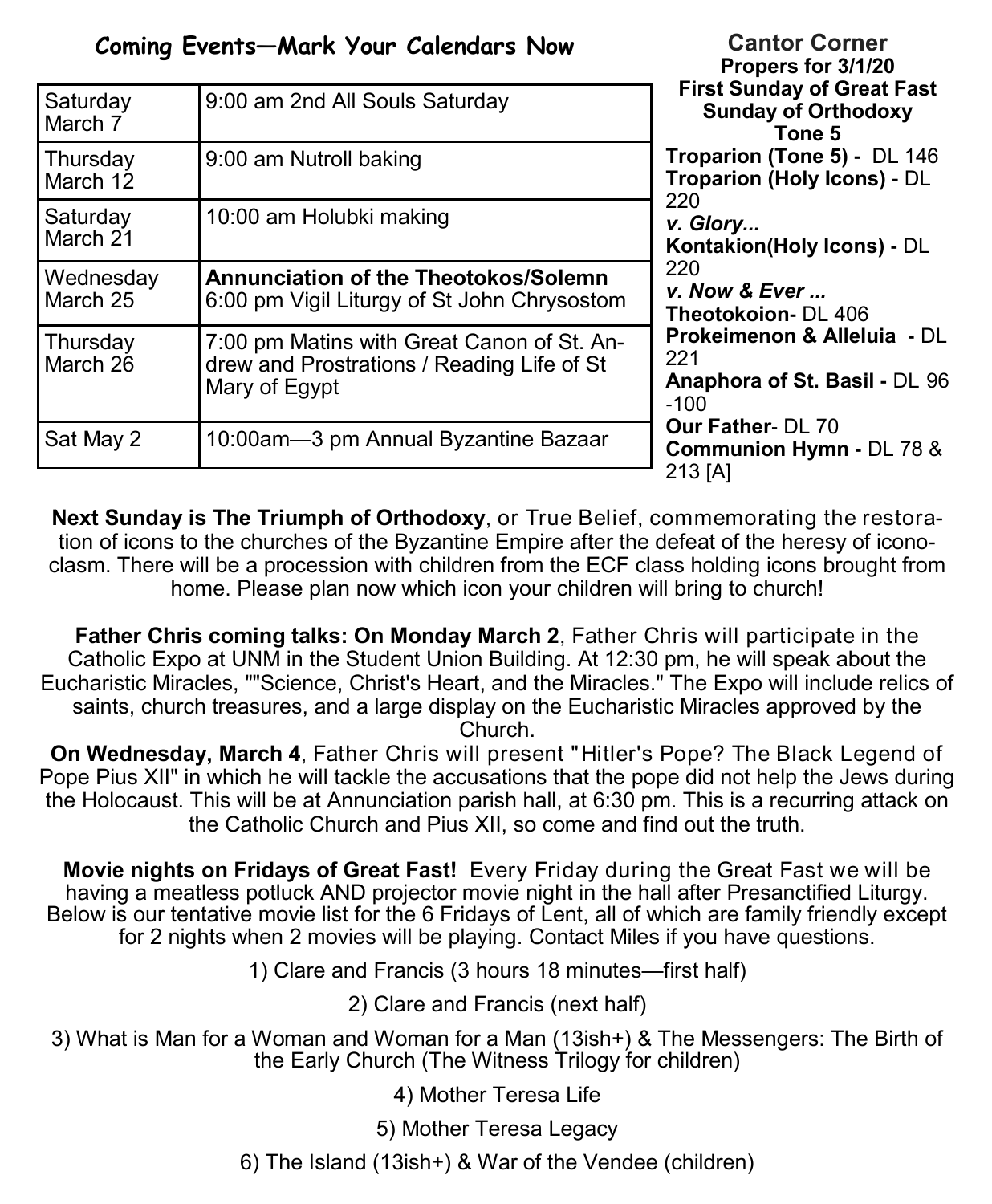## Coming Events—Mark Your Calendars Now

| | |
|---|---|
| Saturday March 7 | 9:00 am 2nd All Souls Saturday |
| Thursday March 12 | 9:00 am Nutroll baking |
| Saturday March 21 | 10:00 am Holubki making |
| Wednesday March 25 | **Annunciation of the Theotokos/Solemn** 6:00 pm Vigil Liturgy of St John Chrysostom |
| Thursday March 26 | 7:00 pm Matins with Great Canon of St. Andrew and Prostrations / Reading Life of St Mary of Egypt |
| Sat May 2 | 10:00am—3 pm Annual Byzantine Bazaar |

## Cantor Corner

**Propers for 3/1/20**
**First Sunday of Great Fast**
**Sunday of Orthodoxy**
**Tone 5**

**Troparion (Tone 5) -** DL 146
**Troparion (Holy Icons) -** DL 220
***v. Glory...***
**Kontakion(Holy Icons) -** DL 220
***v. Now & Ever ...***
**Theotokoion-** DL 406
**Prokeimenon & Alleluia -** DL 221
**Anaphora of St. Basil -** DL 96 -100
**Our Father**- DL 70
**Communion Hymn -** DL 78 & 213 [A]

**Next Sunday is The Triumph of Orthodoxy**, or True Belief, commemorating the restoration of icons to the churches of the Byzantine Empire after the defeat of the heresy of iconoclasm. There will be a procession with children from the ECF class holding icons brought from home. Please plan now which icon your children will bring to church!

**Father Chris coming talks: On Monday March 2**, Father Chris will participate in the Catholic Expo at UNM in the Student Union Building. At 12:30 pm, he will speak about the Eucharistic Miracles, ""Science, Christ's Heart, and the Miracles." The Expo will include relics of saints, church treasures, and a large display on the Eucharistic Miracles approved by the Church.

**On Wednesday, March 4**, Father Chris will present "Hitler's Pope? The Black Legend of Pope Pius XII" in which he will tackle the accusations that the pope did not help the Jews during the Holocaust. This will be at Annunciation parish hall, at 6:30 pm. This is a recurring attack on the Catholic Church and Pius XII, so come and find out the truth.

**Movie nights on Fridays of Great Fast!** Every Friday during the Great Fast we will be having a meatless potluck AND projector movie night in the hall after Presanctified Liturgy. Below is our tentative movie list for the 6 Fridays of Lent, all of which are family friendly except for 2 nights when 2 movies will be playing. Contact Miles if you have questions.

1) Clare and Francis (3 hours 18 minutes—first half)

2) Clare and Francis (next half)

3) What is Man for a Woman and Woman for a Man (13ish+) & The Messengers: The Birth of the Early Church (The Witness Trilogy for children)

4) Mother Teresa Life

5) Mother Teresa Legacy

6) The Island (13ish+) & War of the Vendee (children)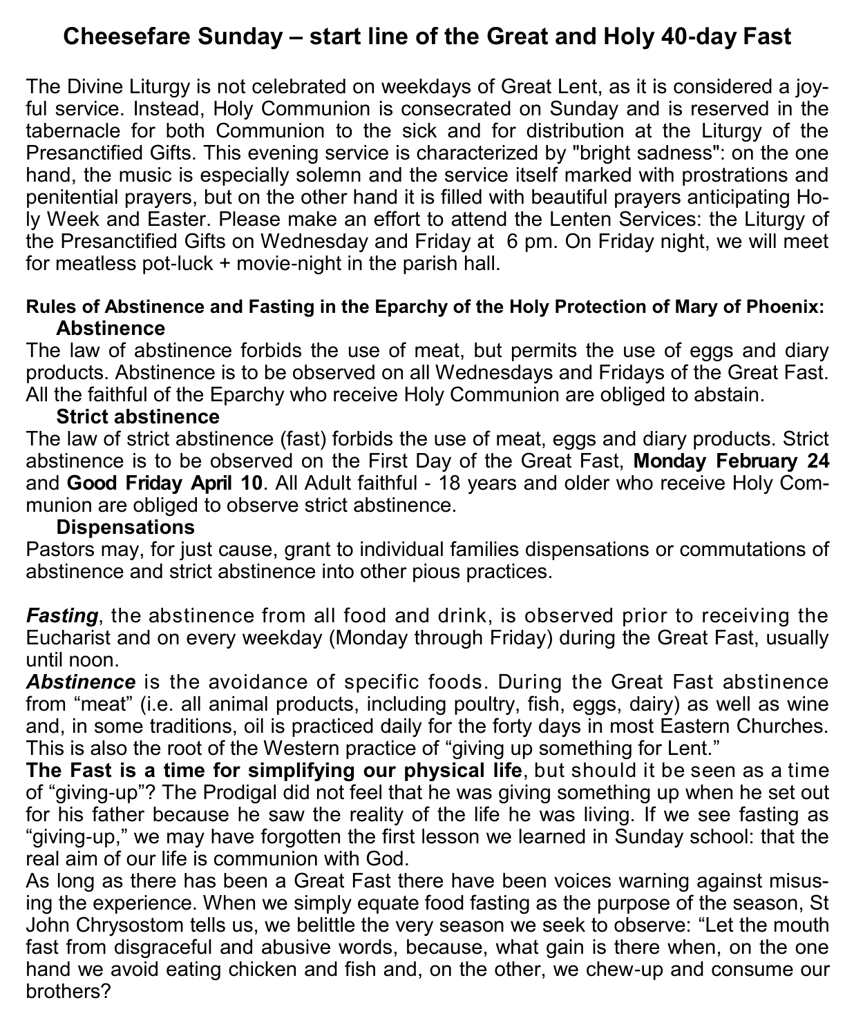# Cheesefare Sunday – start line of the Great and Holy 40-day Fast

The Divine Liturgy is not celebrated on weekdays of Great Lent, as it is considered a joyful service. Instead, Holy Communion is consecrated on Sunday and is reserved in the tabernacle for both Communion to the sick and for distribution at the Liturgy of the Presanctified Gifts. This evening service is characterized by "bright sadness": on the one hand, the music is especially solemn and the service itself marked with prostrations and penitential prayers, but on the other hand it is filled with beautiful prayers anticipating Holy Week and Easter. Please make an effort to attend the Lenten Services: the Liturgy of the Presanctified Gifts on Wednesday and Friday at 6 pm. On Friday night, we will meet for meatless pot-luck + movie-night in the parish hall.

**Rules of Abstinence and Fasting in the Eparchy of the Holy Protection of Mary of Phoenix:**

**Abstinence**

The law of abstinence forbids the use of meat, but permits the use of eggs and diary products. Abstinence is to be observed on all Wednesdays and Fridays of the Great Fast. All the faithful of the Eparchy who receive Holy Communion are obliged to abstain.

**Strict abstinence**

The law of strict abstinence (fast) forbids the use of meat, eggs and diary products. Strict abstinence is to be observed on the First Day of the Great Fast, **Monday February 24** and **Good Friday April 10**. All Adult faithful - 18 years and older who receive Holy Communion are obliged to observe strict abstinence.

**Dispensations**

Pastors may, for just cause, grant to individual families dispensations or commutations of abstinence and strict abstinence into other pious practices.

***Fasting***, the abstinence from all food and drink, is observed prior to receiving the Eucharist and on every weekday (Monday through Friday) during the Great Fast, usually until noon.

***Abstinence*** is the avoidance of specific foods. During the Great Fast abstinence from "meat" (i.e. all animal products, including poultry, fish, eggs, dairy) as well as wine and, in some traditions, oil is practiced daily for the forty days in most Eastern Churches. This is also the root of the Western practice of "giving up something for Lent."

**The Fast is a time for simplifying our physical life**, but should it be seen as a time of "giving-up"? The Prodigal did not feel that he was giving something up when he set out for his father because he saw the reality of the life he was living. If we see fasting as "giving-up," we may have forgotten the first lesson we learned in Sunday school: that the real aim of our life is communion with God.

As long as there has been a Great Fast there have been voices warning against misusing the experience. When we simply equate food fasting as the purpose of the season, St John Chrysostom tells us, we belittle the very season we seek to observe: "Let the mouth fast from disgraceful and abusive words, because, what gain is there when, on the one hand we avoid eating chicken and fish and, on the other, we chew-up and consume our brothers?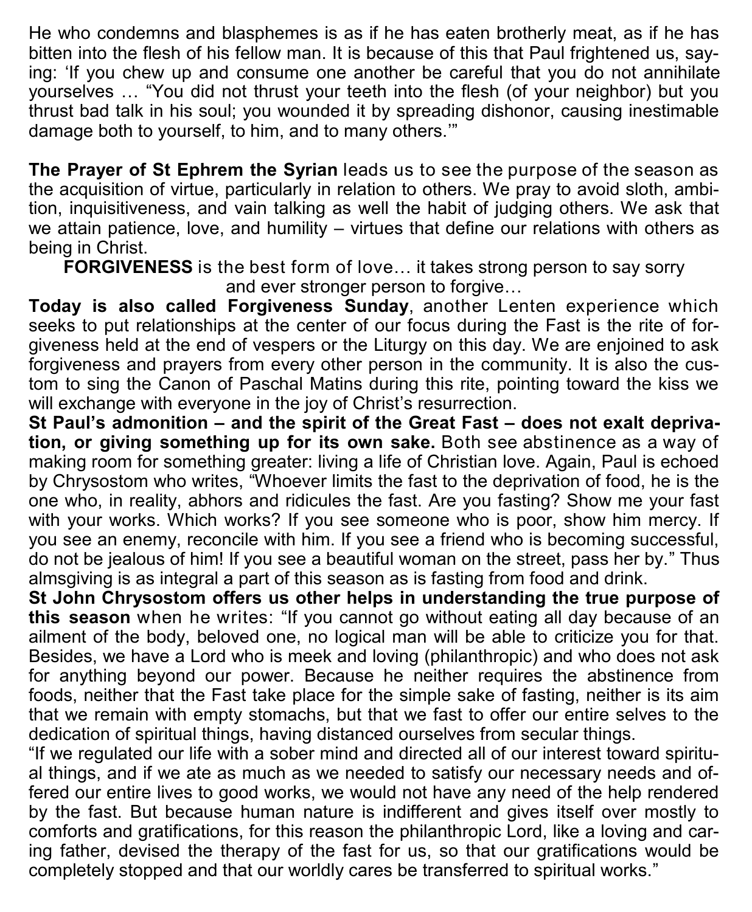He who condemns and blasphemes is as if he has eaten brotherly meat, as if he has bitten into the flesh of his fellow man. It is because of this that Paul frightened us, saying: 'If you chew up and consume one another be careful that you do not annihilate yourselves … "You did not thrust your teeth into the flesh (of your neighbor) but you thrust bad talk in his soul; you wounded it by spreading dishonor, causing inestimable damage both to yourself, to him, and to many others.'"

**The Prayer of St Ephrem the Syrian** leads us to see the purpose of the season as the acquisition of virtue, particularly in relation to others. We pray to avoid sloth, ambition, inquisitiveness, and vain talking as well the habit of judging others. We ask that we attain patience, love, and humility – virtues that define our relations with others as being in Christ.

**FORGIVENESS** is the best form of love… it takes strong person to say sorry and ever stronger person to forgive…

**Today is also called Forgiveness Sunday**, another Lenten experience which seeks to put relationships at the center of our focus during the Fast is the rite of forgiveness held at the end of vespers or the Liturgy on this day. We are enjoined to ask forgiveness and prayers from every other person in the community. It is also the custom to sing the Canon of Paschal Matins during this rite, pointing toward the kiss we will exchange with everyone in the joy of Christ's resurrection.

**St Paul's admonition – and the spirit of the Great Fast – does not exalt deprivation, or giving something up for its own sake.** Both see abstinence as a way of making room for something greater: living a life of Christian love. Again, Paul is echoed by Chrysostom who writes, "Whoever limits the fast to the deprivation of food, he is the one who, in reality, abhors and ridicules the fast. Are you fasting? Show me your fast with your works. Which works? If you see someone who is poor, show him mercy. If you see an enemy, reconcile with him. If you see a friend who is becoming successful, do not be jealous of him! If you see a beautiful woman on the street, pass her by." Thus almsgiving is as integral a part of this season as is fasting from food and drink.

**St John Chrysostom offers us other helps in understanding the true purpose of this season** when he writes: "If you cannot go without eating all day because of an ailment of the body, beloved one, no logical man will be able to criticize you for that. Besides, we have a Lord who is meek and loving (philanthropic) and who does not ask for anything beyond our power. Because he neither requires the abstinence from foods, neither that the Fast take place for the simple sake of fasting, neither is its aim that we remain with empty stomachs, but that we fast to offer our entire selves to the dedication of spiritual things, having distanced ourselves from secular things.

"If we regulated our life with a sober mind and directed all of our interest toward spiritual things, and if we ate as much as we needed to satisfy our necessary needs and offered our entire lives to good works, we would not have any need of the help rendered by the fast. But because human nature is indifferent and gives itself over mostly to comforts and gratifications, for this reason the philanthropic Lord, like a loving and caring father, devised the therapy of the fast for us, so that our gratifications would be completely stopped and that our worldly cares be transferred to spiritual works."